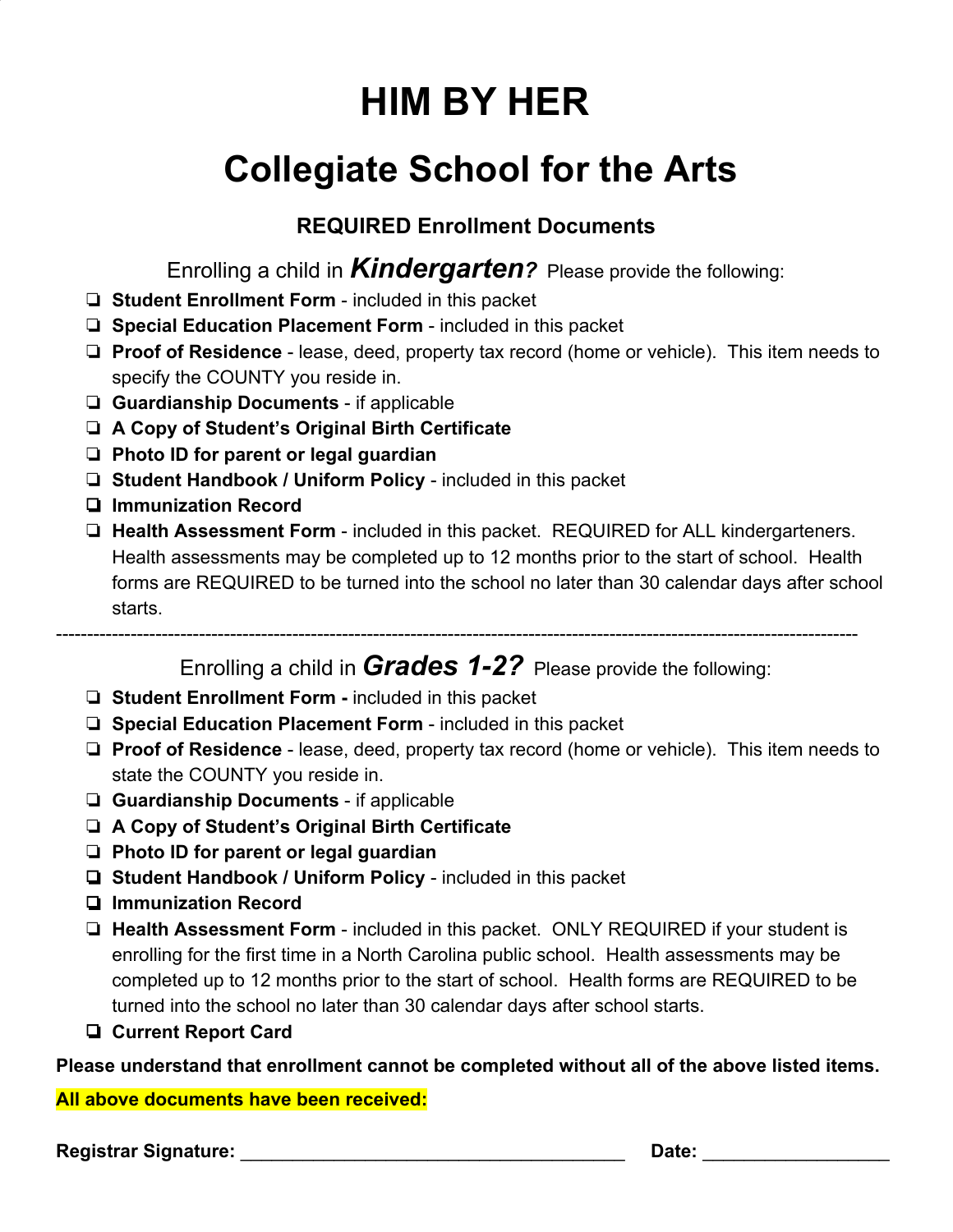# HIM BY HER

# Collegiate School for the Arts

### REQUIRED Enrollment Documents

Enrolling a child in ***Kindergarten?*** Please provide the following:

- ❏ **Student Enrollment Form** - included in this packet
- ❏ **Special Education Placement Form** - included in this packet
- ❏ **Proof of Residence** - lease, deed, property tax record (home or vehicle). This item needs to specify the COUNTY you reside in.
- ❏ **Guardianship Documents** - if applicable
- ❏ **A Copy of Student's Original Birth Certificate**
- ❏ **Photo ID for parent or legal guardian**
- ❏ **Student Handbook / Uniform Policy** - included in this packet
- ❏ **Immunization Record**
- ❏ **Health Assessment Form** - included in this packet. REQUIRED for ALL kindergarteners. Health assessments may be completed up to 12 months prior to the start of school. Health forms are REQUIRED to be turned into the school no later than 30 calendar days after school starts.

---

Enrolling a child in ***Grades 1-2?*** Please provide the following:

- ❏ **Student Enrollment Form -** included in this packet
- ❏ **Special Education Placement Form** - included in this packet
- ❏ **Proof of Residence** - lease, deed, property tax record (home or vehicle). This item needs to state the COUNTY you reside in.
- ❏ **Guardianship Documents** - if applicable
- ❏ **A Copy of Student's Original Birth Certificate**
- ❏ **Photo ID for parent or legal guardian**
- ❏ **Student Handbook / Uniform Policy** - included in this packet
- ❏ **Immunization Record**
- ❏ **Health Assessment Form** - included in this packet. ONLY REQUIRED if your student is enrolling for the first time in a North Carolina public school. Health assessments may be completed up to 12 months prior to the start of school. Health forms are REQUIRED to be turned into the school no later than 30 calendar days after school starts.
- ❏ **Current Report Card**

**Please understand that enrollment cannot be completed without all of the above listed items.**

**All above documents have been received:**

**Registrar Signature:** ______________________________________ **Date:** __________________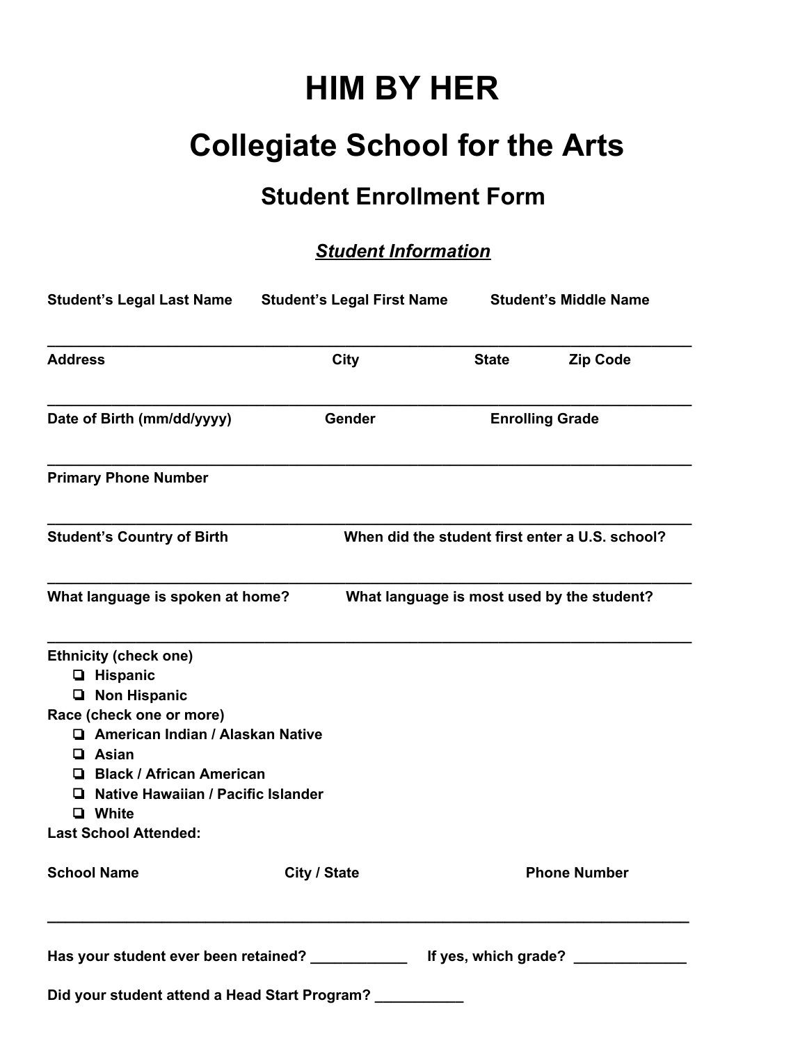# HIM BY HER

# Collegiate School for the Arts

## Student Enrollment Form

### ***Student Information***

**Student's Legal Last Name** **Student's Legal First Name** **Student's Middle Name**

______________________________________________________________________________

**Address** **City** **State** **Zip Code**

______________________________________________________________________________

**Date of Birth (mm/dd/yyyy)** **Gender** **Enrolling Grade**

______________________________________________________________________________

**Primary Phone Number**

______________________________________________________________________________

**Student's Country of Birth** **When did the student first enter a U.S. school?**

______________________________________________________________________________

**What language is spoken at home?** **What language is most used by the student?**

______________________________________________________________________________

**Ethnicity (check one)**

- ❏ **Hispanic**
- ❏ **Non Hispanic**

**Race (check one or more)**

- ❏ **American Indian / Alaskan Native**
- ❏ **Asian**
- ❏ **Black / African American**
- ❏ **Native Hawaiian / Pacific Islander**
- ❏ **White**

**Last School Attended:**

**School Name** **City / State** **Phone Number**

______________________________________________________________________________

**Has your student ever been retained?** ____________ **If yes, which grade?** ______________

**Did your student attend a Head Start Program?** ___________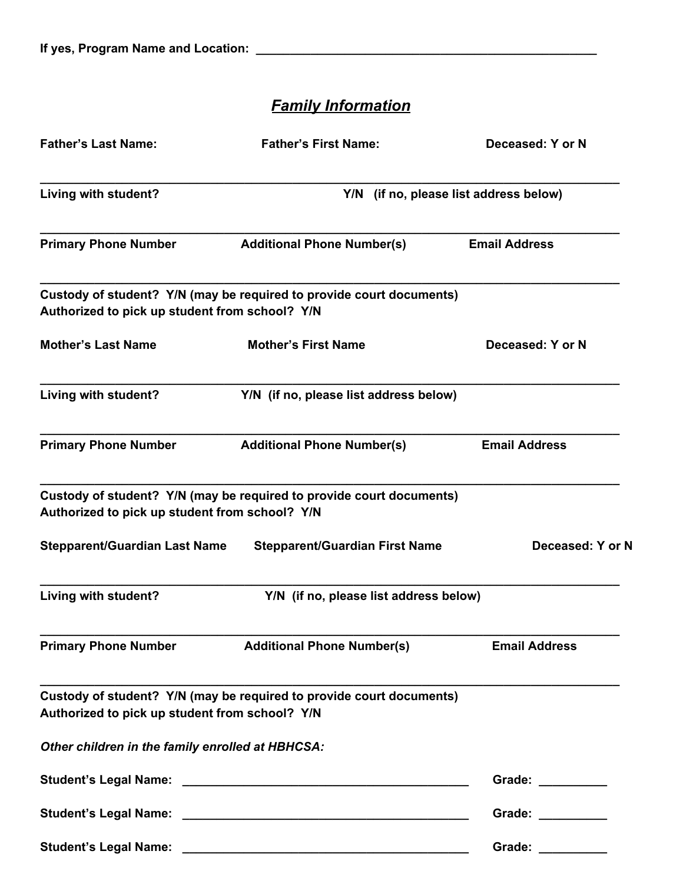**If yes, Program Name and Location:** ______________________________________________

## ***Family Information***

**Father's Last Name:** **Father's First Name:** **Deceased: Y or N**

________________________________________________________________________________

**Living with student?** **Y/N (if no, please list address below)**

________________________________________________________________________________

**Primary Phone Number** **Additional Phone Number(s)** **Email Address**

________________________________________________________________________________

**Custody of student? Y/N (may be required to provide court documents)**
**Authorized to pick up student from school? Y/N**

**Mother's Last Name** **Mother's First Name** **Deceased: Y or N**

________________________________________________________________________________

**Living with student?** **Y/N (if no, please list address below)**

________________________________________________________________________________

**Primary Phone Number** **Additional Phone Number(s)** **Email Address**

________________________________________________________________________________

**Custody of student? Y/N (may be required to provide court documents)**
**Authorized to pick up student from school? Y/N**

**Stepparent/Guardian Last Name** **Stepparent/Guardian First Name** **Deceased: Y or N**

________________________________________________________________________________

**Living with student?** **Y/N (if no, please list address below)**

________________________________________________________________________________

**Primary Phone Number** **Additional Phone Number(s)** **Email Address**

________________________________________________________________________________

**Custody of student? Y/N (may be required to provide court documents)**
**Authorized to pick up student from school? Y/N**

***Other children in the family enrolled at HBHCSA:***

**Student's Legal Name:** ________________________________________ **Grade:** __________

**Student's Legal Name:** ________________________________________ **Grade:** __________

**Student's Legal Name:** ________________________________________ **Grade:** __________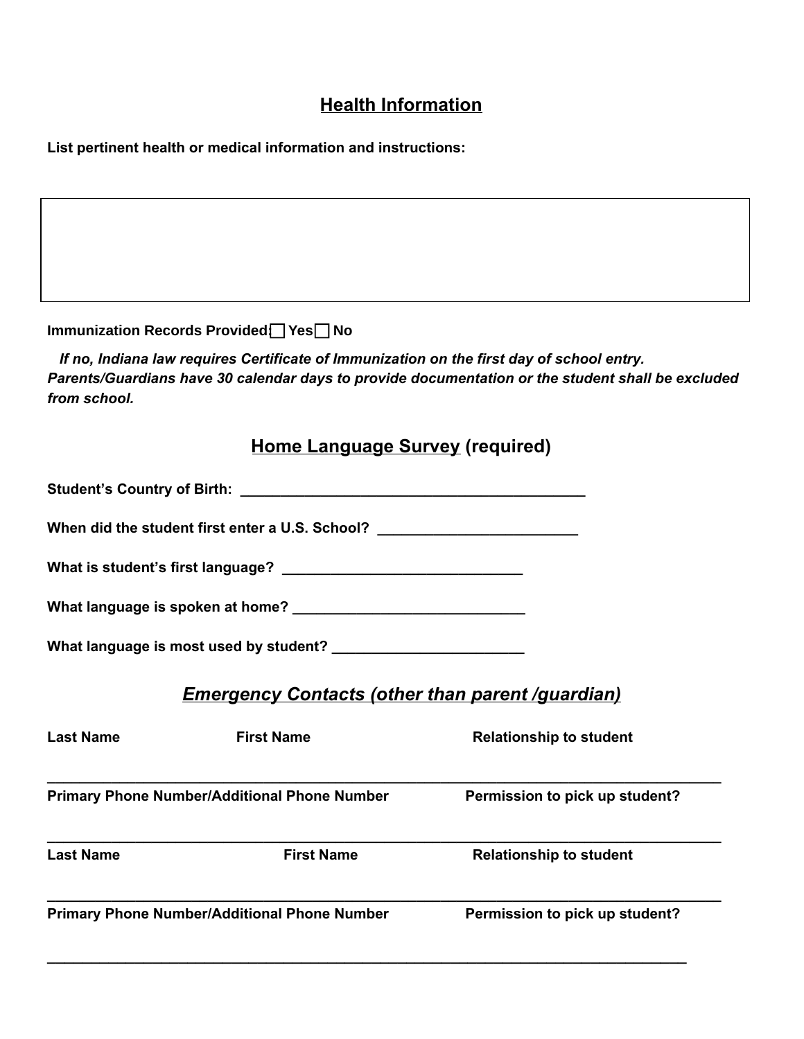## <u>Health Information</u>

**List pertinent health or medical information and instructions:**

| |
|---|
| |

**Immunization Records Provided: ☐ Yes ☐ No**

***If no, Indiana law requires Certificate of Immunization on the first day of school entry. Parents/Guardians have 30 calendar days to provide documentation or the student shall be excluded from school.***

## <u>Home Language Survey</u> (required)

**Student's Country of Birth:** ____________________________________________

**When did the student first enter a U.S. School?** ________________________

**What is student's first language?** ______________________________

**What language is spoken at home?** ______________________________

**What language is most used by student?** ________________________

## ***<u>Emergency Contacts (other than parent /guardian)</u>***

**Last Name** **First Name** **Relationship to student**

_______________________________________________________________________________

**Primary Phone Number/Additional Phone Number** **Permission to pick up student?**

_______________________________________________________________________________

**Last Name** **First Name** **Relationship to student**

_______________________________________________________________________________

**Primary Phone Number/Additional Phone Number** **Permission to pick up student?**

_______________________________________________________________________________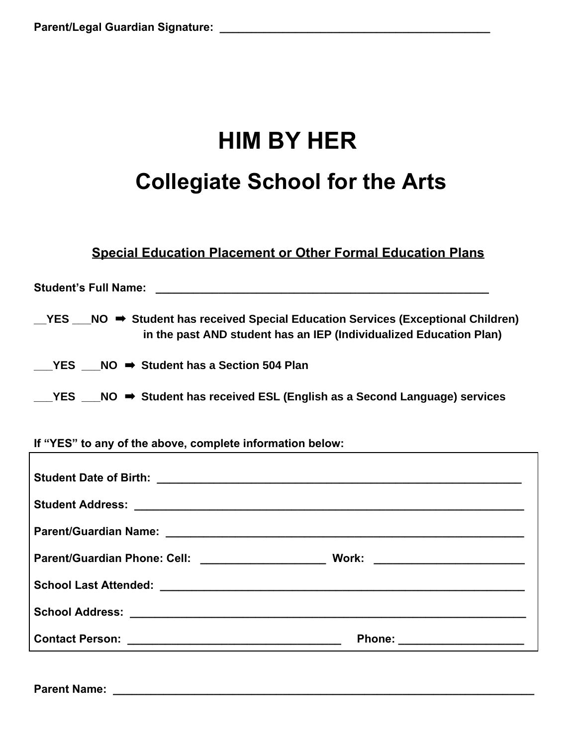**Parent/Legal Guardian Signature:** ___________________________________________

# HIM BY HER

# Collegiate School for the Arts

## Special Education Placement or Other Formal Education Plans

**Student's Full Name:** _____________________________________________________

**__YES ___NO ➡ Student has received Special Education Services (Exceptional Children) in the past AND student has an IEP (Individualized Education Plan)**

**___YES ___NO ➡ Student has a Section 504 Plan**

**___YES ___NO ➡ Student has received ESL (English as a Second Language) services**

**If "YES" to any of the above, complete information below:**

**Student Date of Birth:** ___________________________________________________________

**Student Address:** ______________________________________________________________

**Parent/Guardian Name:** _________________________________________________________

**Parent/Guardian Phone: Cell:** ____________________ **Work:** ________________________

**School Last Attended:** __________________________________________________________

**School Address:** _______________________________________________________________

**Contact Person:** _________________________________ **Phone:** ____________________

**Parent Name:** _________________________________________________________________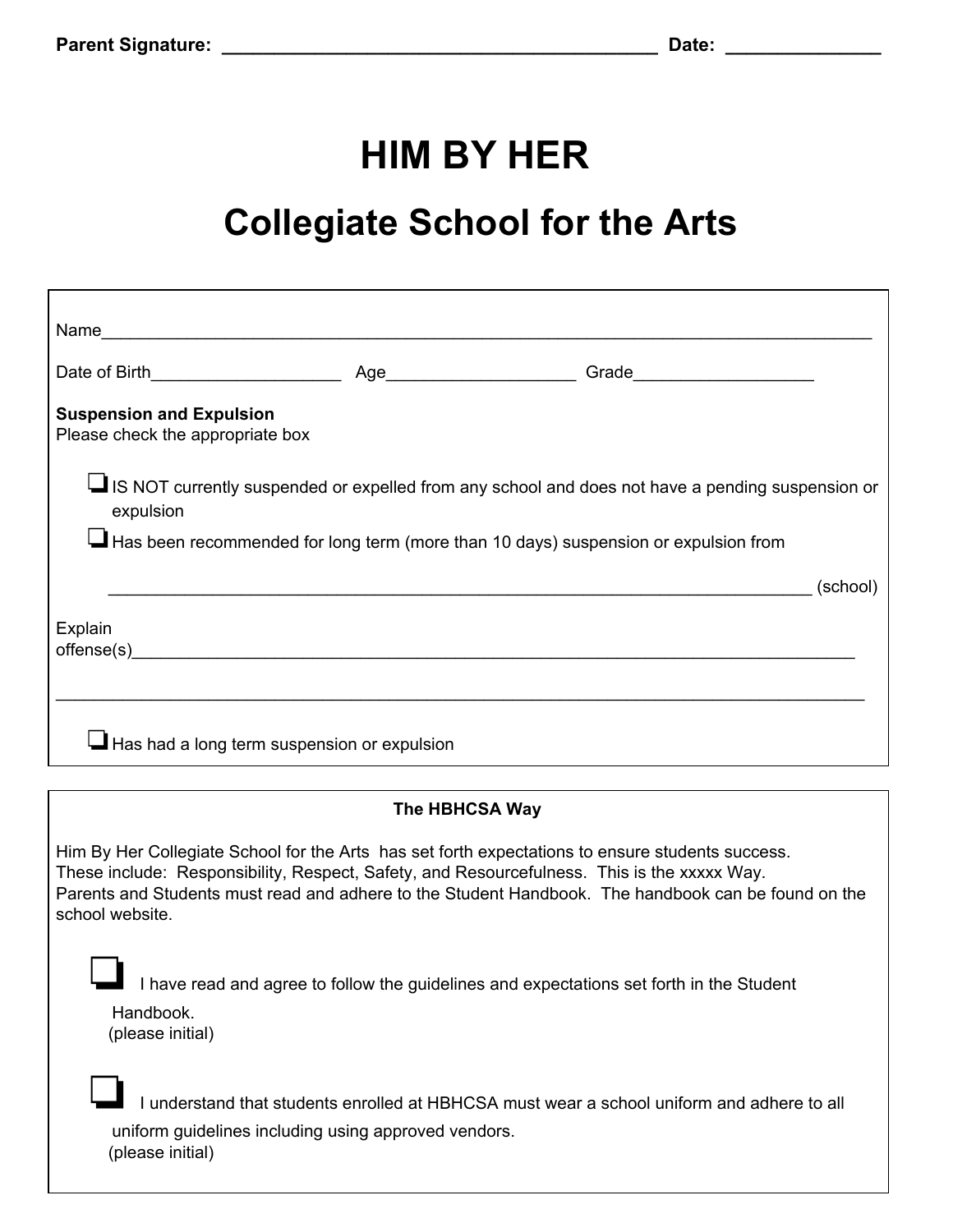**Parent Signature:** ________________________________________ **Date:** _______________

# HIM BY HER

## Collegiate School for the Arts

Name_________________________________________________________________________________

Date of Birth____________________ Age____________________ Grade___________________

**Suspension and Expulsion**
Please check the appropriate box

- ❑ IS NOT currently suspended or expelled from any school and does not have a pending suspension or expulsion
- ❑ Has been recommended for long term (more than 10 days) suspension or expulsion from

  ____________________________________________________________________________ (school)

Explain offense(s)_______________________________________________________________________________

_________________________________________________________________________________________

- ❑ Has had a long term suspension or expulsion

**The HBHCSA Way**

Him By Her Collegiate School for the Arts has set forth expectations to ensure students success.
These include: Responsibility, Respect, Safety, and Resourcefulness. This is the xxxxx Way.
Parents and Students must read and adhere to the Student Handbook. The handbook can be found on the school website.

❑ I have read and agree to follow the guidelines and expectations set forth in the Student Handbook.
(please initial)

❑ I understand that students enrolled at HBHCSA must wear a school uniform and adhere to all uniform guidelines including using approved vendors.
(please initial)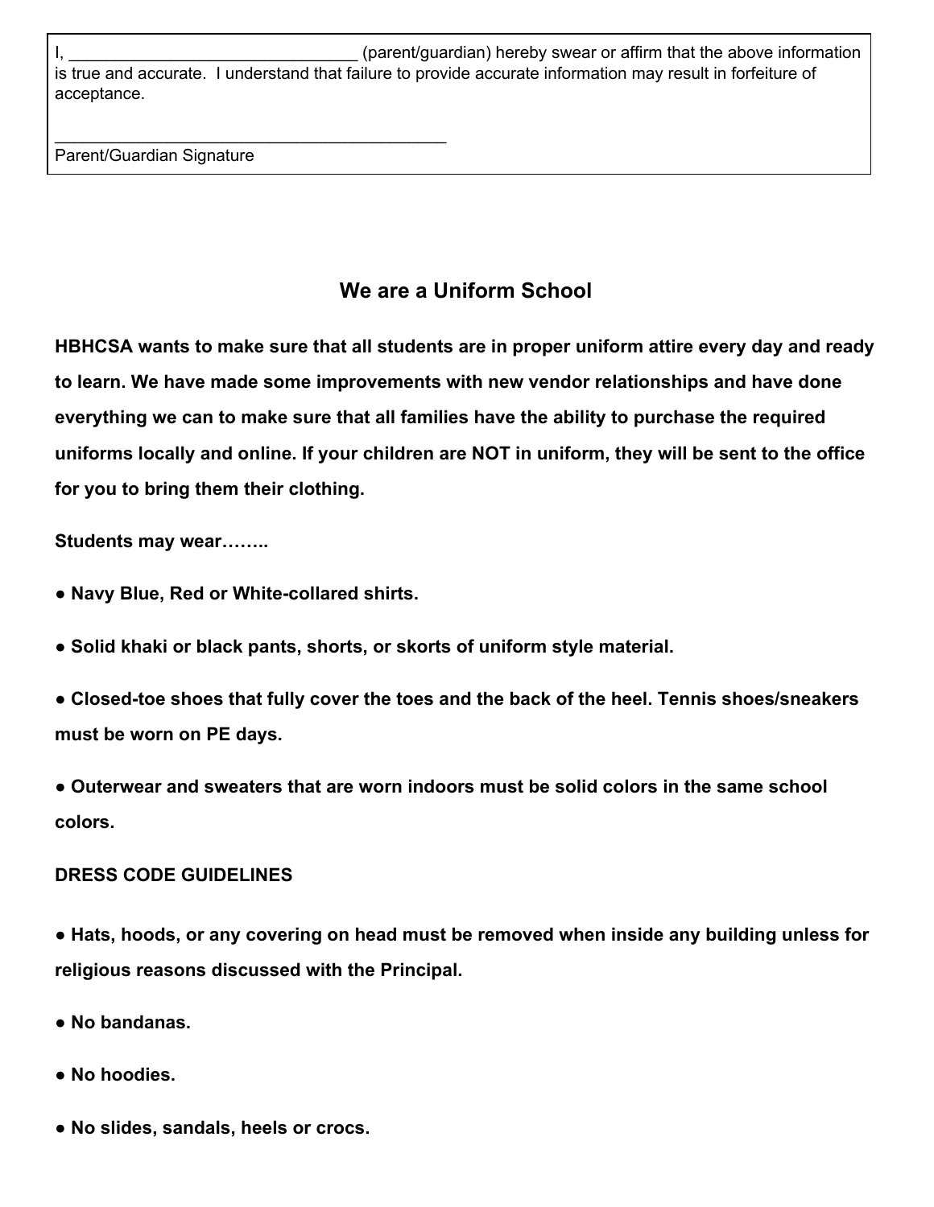I, ________________________________ (parent/guardian) hereby swear or affirm that the above information is true and accurate. I understand that failure to provide accurate information may result in forfeiture of acceptance.

____________________________________________
Parent/Guardian Signature

## We are a Uniform School

**HBHCSA wants to make sure that all students are in proper uniform attire every day and ready to learn. We have made some improvements with new vendor relationships and have done everything we can to make sure that all families have the ability to purchase the required uniforms locally and online. If your children are NOT in uniform, they will be sent to the office for you to bring them their clothing.**

**Students may wear……..**

- **Navy Blue, Red or White-collared shirts.**
- **Solid khaki or black pants, shorts, or skorts of uniform style material.**
- **Closed-toe shoes that fully cover the toes and the back of the heel. Tennis shoes/sneakers must be worn on PE days.**
- **Outerwear and sweaters that are worn indoors must be solid colors in the same school colors.**

**DRESS CODE GUIDELINES**

- **Hats, hoods, or any covering on head must be removed when inside any building unless for religious reasons discussed with the Principal.**
- **No bandanas.**
- **No hoodies.**
- **No slides, sandals, heels or crocs.**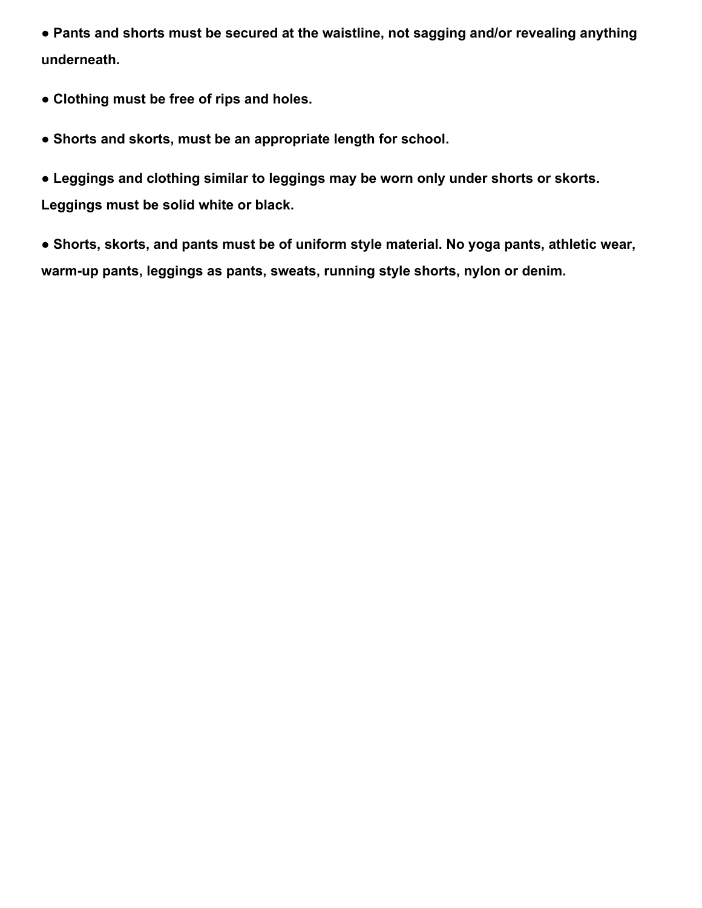- **Pants and shorts must be secured at the waistline, not sagging and/or revealing anything underneath.**
- **Clothing must be free of rips and holes.**
- **Shorts and skorts, must be an appropriate length for school.**
- **Leggings and clothing similar to leggings may be worn only under shorts or skorts. Leggings must be solid white or black.**
- **Shorts, skorts, and pants must be of uniform style material. No yoga pants, athletic wear, warm-up pants, leggings as pants, sweats, running style shorts, nylon or denim.**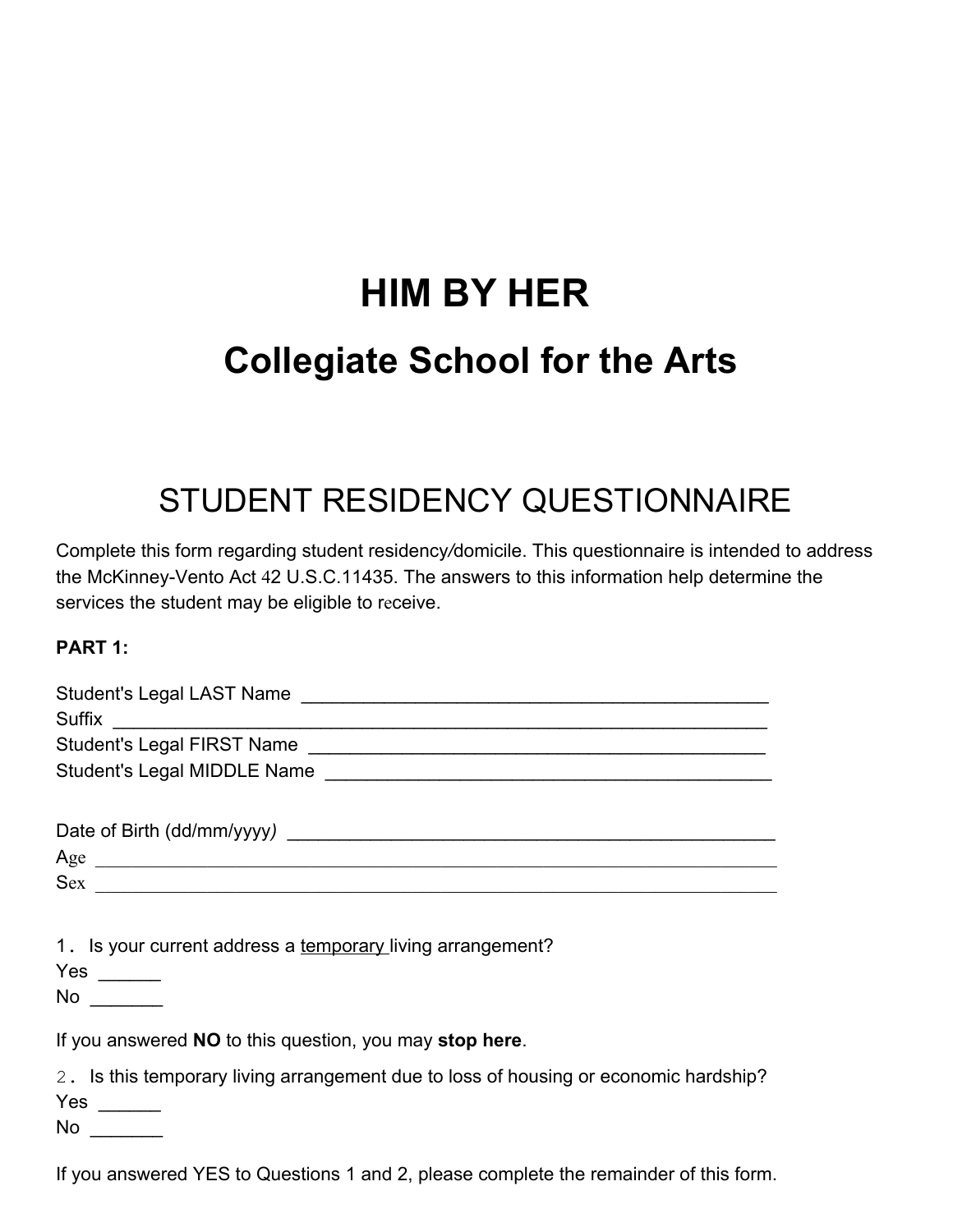# HIM BY HER

## Collegiate School for the Arts

## STUDENT RESIDENCY QUESTIONNAIRE

Complete this form regarding student residency/domicile. This questionnaire is intended to address the McKinney-Vento Act 42 U.S.C.11435. The answers to this information help determine the services the student may be eligible to receive.

**PART 1:**

Student's Legal LAST Name ________________________________________________
Suffix _________________________________________________________________
Student's Legal FIRST Name _____________________________________________
Student's Legal MIDDLE Name ____________________________________________

Date of Birth (dd/mm/yyyy) ______________________________________________
Age ___________________________________________________________________
Sex ___________________________________________________________________

1. Is your current address a <u>temporary</u> living arrangement?
Yes ______
No _______

If you answered **NO** to this question, you may **stop here**.

2. Is this temporary living arrangement due to loss of housing or economic hardship?
Yes ______
No _______

If you answered YES to Questions 1 and 2, please complete the remainder of this form.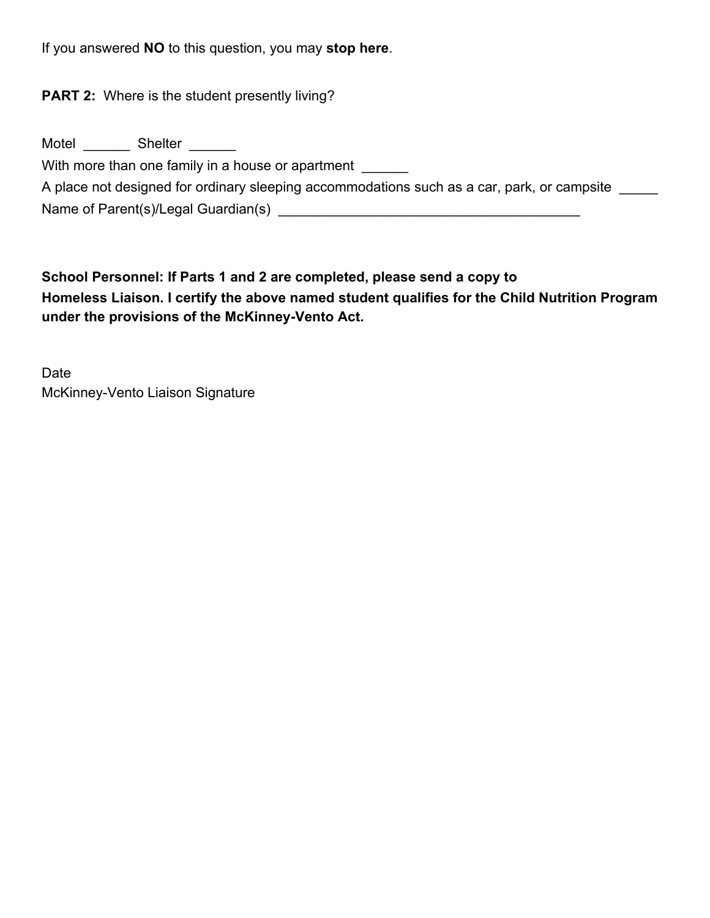If you answered **NO** to this question, you may **stop here**.

**PART 2:** Where is the student presently living?

Motel ______ Shelter ______

With more than one family in a house or apartment ______

A place not designed for ordinary sleeping accommodations such as a car, park, or campsite _____

Name of Parent(s)/Legal Guardian(s) ________________________________________

**School Personnel: If Parts 1 and 2 are completed, please send a copy to Homeless Liaison. I certify the above named student qualifies for the Child Nutrition Program under the provisions of the McKinney-Vento Act.**

Date

McKinney-Vento Liaison Signature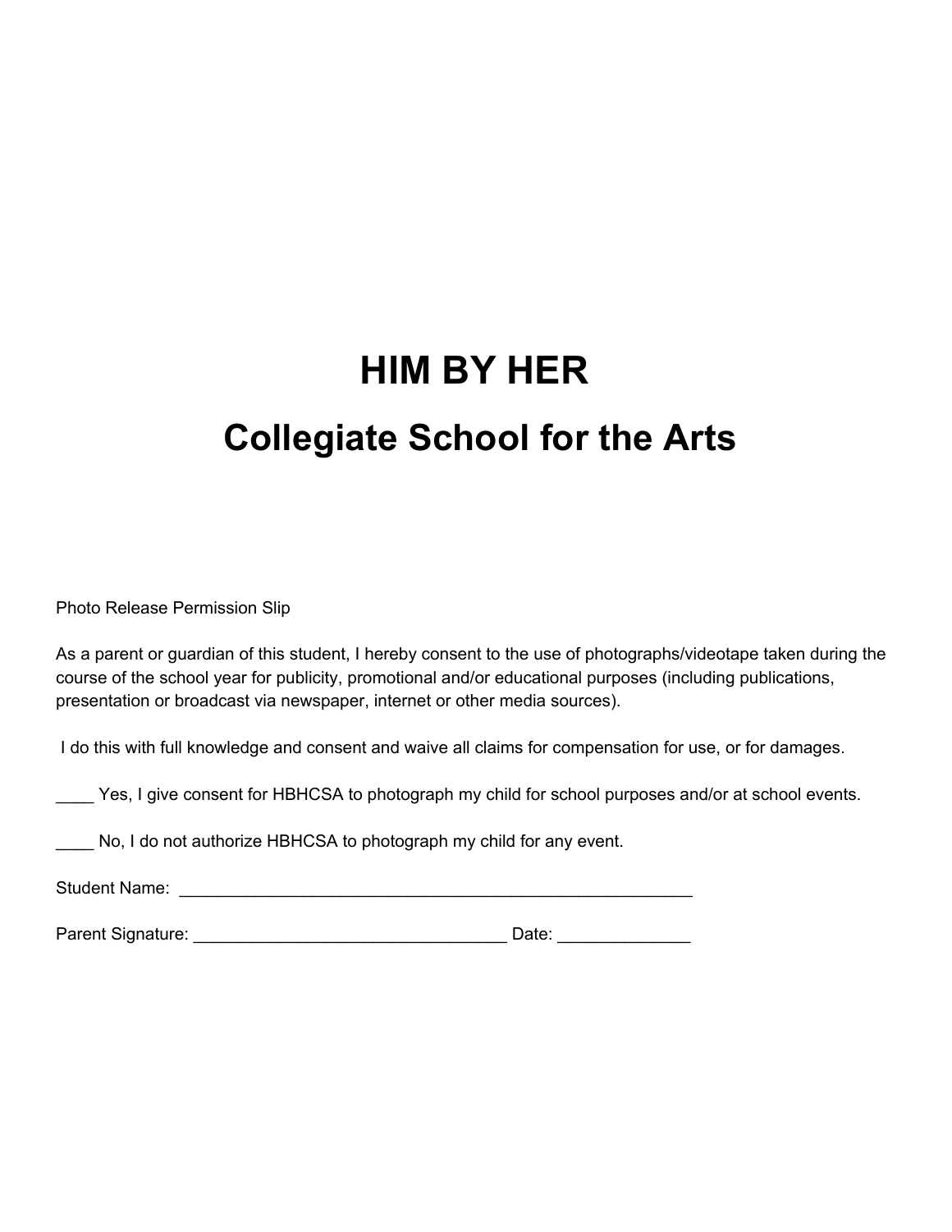# HIM BY HER

## Collegiate School for the Arts

Photo Release Permission Slip

As a parent or guardian of this student, I hereby consent to the use of photographs/videotape taken during the course of the school year for publicity, promotional and/or educational purposes (including publications, presentation or broadcast via newspaper, internet or other media sources).

I do this with full knowledge and consent and waive all claims for compensation for use, or for damages.

____ Yes, I give consent for HBHCSA to photograph my child for school purposes and/or at school events.

____ No, I do not authorize HBHCSA to photograph my child for any event.

Student Name: ________________________________________________________

Parent Signature: _________________________________ Date: _____________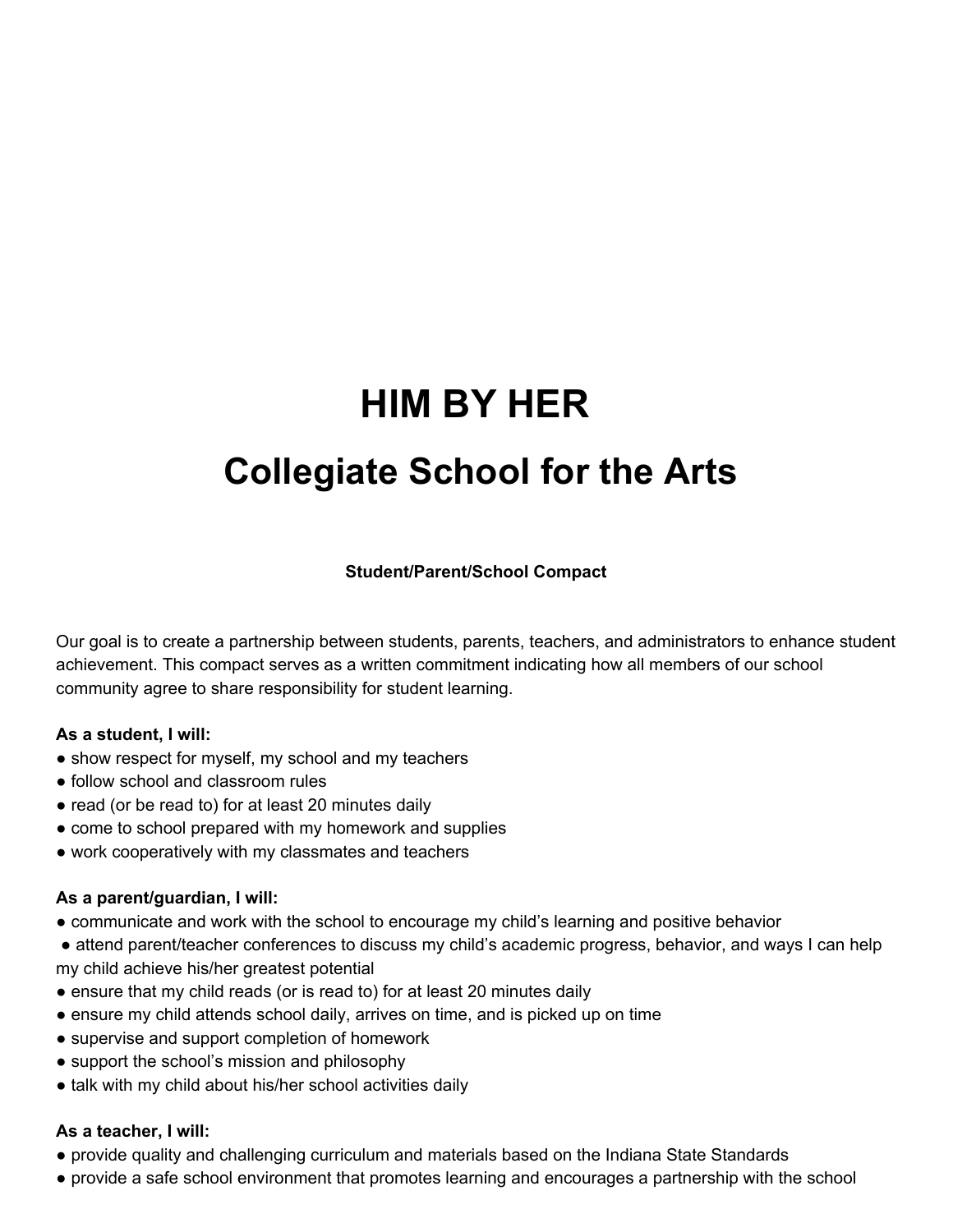# HIM BY HER

# Collegiate School for the Arts

**Student/Parent/School Compact**

Our goal is to create a partnership between students, parents, teachers, and administrators to enhance student achievement. This compact serves as a written commitment indicating how all members of our school community agree to share responsibility for student learning.

**As a student, I will:**

- show respect for myself, my school and my teachers
- follow school and classroom rules
- read (or be read to) for at least 20 minutes daily
- come to school prepared with my homework and supplies
- work cooperatively with my classmates and teachers

**As a parent/guardian, I will:**

- communicate and work with the school to encourage my child's learning and positive behavior
- attend parent/teacher conferences to discuss my child's academic progress, behavior, and ways I can help my child achieve his/her greatest potential
- ensure that my child reads (or is read to) for at least 20 minutes daily
- ensure my child attends school daily, arrives on time, and is picked up on time
- supervise and support completion of homework
- support the school's mission and philosophy
- talk with my child about his/her school activities daily

**As a teacher, I will:**

- provide quality and challenging curriculum and materials based on the Indiana State Standards
- provide a safe school environment that promotes learning and encourages a partnership with the school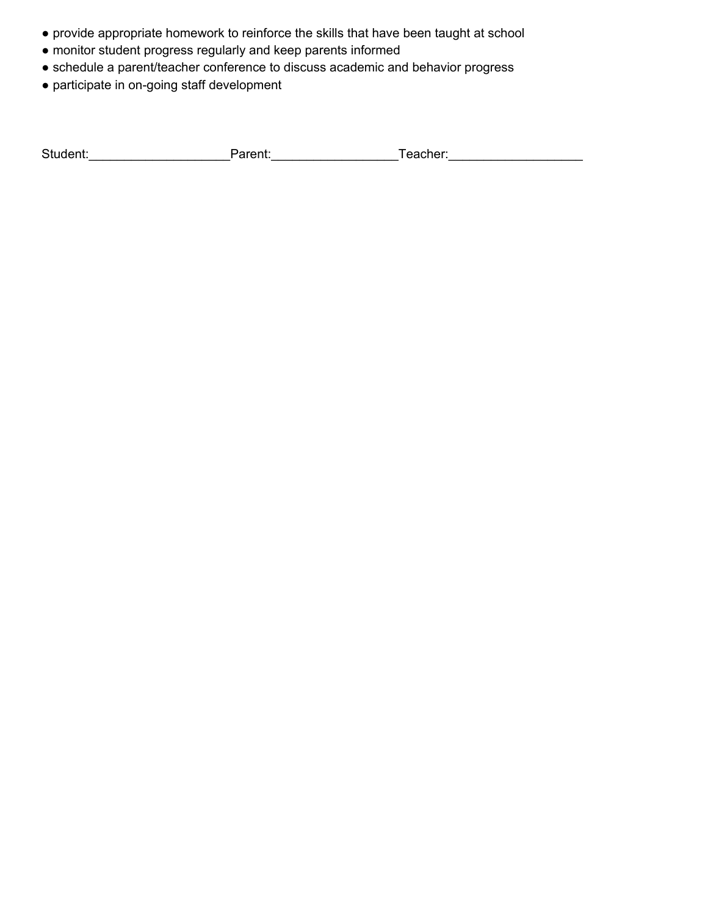- provide appropriate homework to reinforce the skills that have been taught at school
- monitor student progress regularly and keep parents informed
- schedule a parent/teacher conference to discuss academic and behavior progress
- participate in on-going staff development

Student:____________________Parent:__________________Teacher:__________________